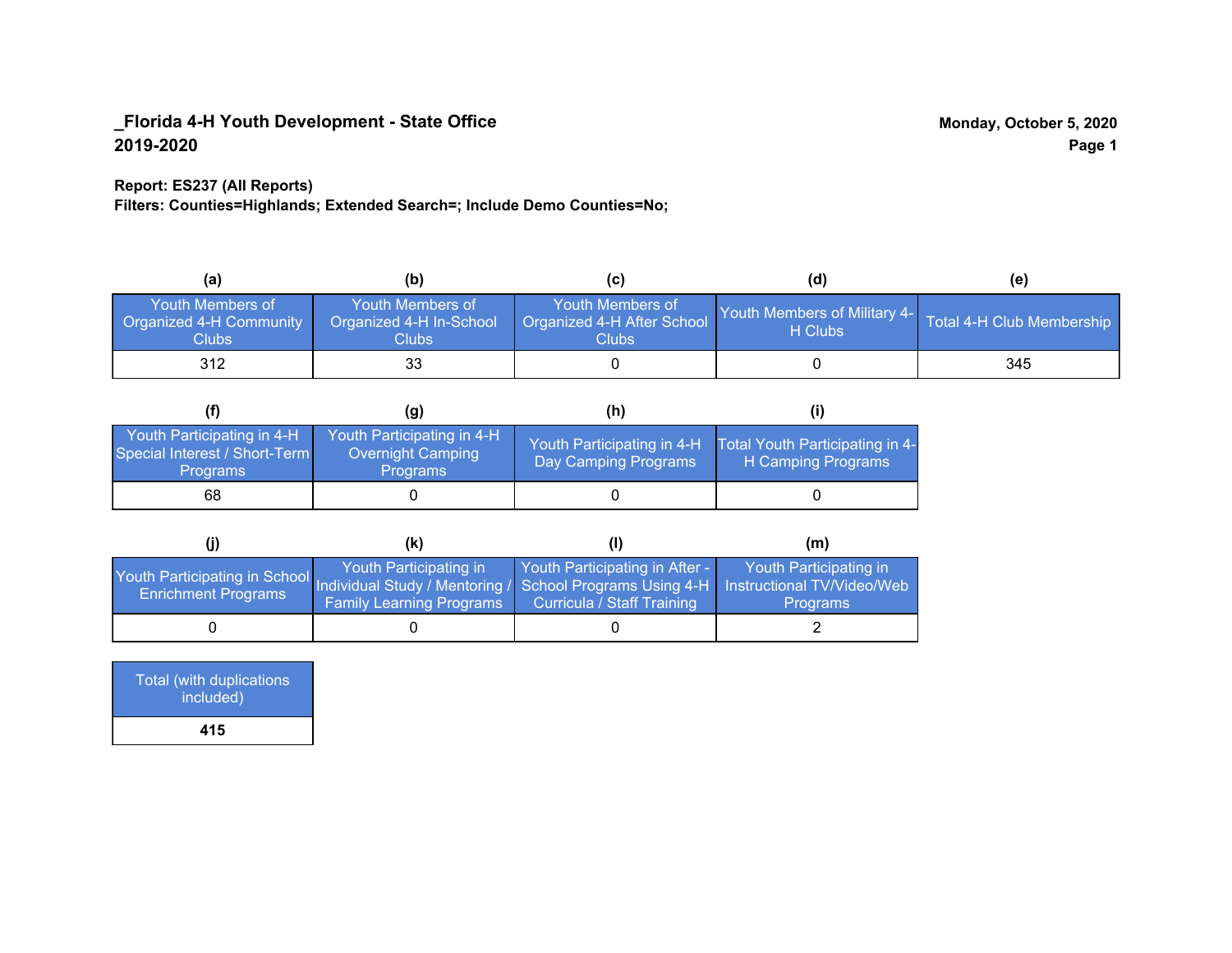**_Florida 4-H Youth Development - State Office**
**2019-2020**

**Monday, October 5, 2020**

**Report: ES237 (All Reports)**
**Filters: Counties=Highlands; Extended Search=; Include Demo Counties=No;**

| (a) | (b) | (c) | (d) | (e) |
|---|---|---|---|---|
| Youth Members of Organized 4-H Community Clubs | Youth Members of Organized 4-H In-School Clubs | Youth Members of Organized 4-H After School Clubs | Youth Members of Military 4-H Clubs | Total 4-H Club Membership |
| 312 | 33 | 0 | 0 | 345 |

| (f) | (g) | (h) | (i) |
|---|---|---|---|
| Youth Participating in 4-H Special Interest / Short-Term Programs | Youth Participating in 4-H Overnight Camping Programs | Youth Participating in 4-H Day Camping Programs | Total Youth Participating in 4-H Camping Programs |
| 68 | 0 | 0 | 0 |

| (j) | (k) | (l) | (m) |
|---|---|---|---|
| Youth Participating in School Enrichment Programs | Youth Participating in Individual Study / Mentoring / Family Learning Programs | Youth Participating in After - School Programs Using 4-H Curricula / Staff Training | Youth Participating in Instructional TV/Video/Web Programs |
| 0 | 0 | 0 | 2 |

| Total (with duplications included) |
|---|
| **415** |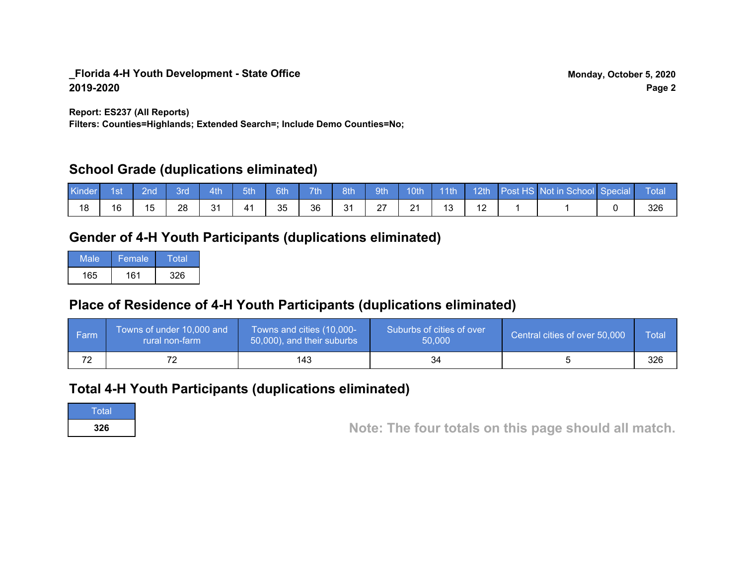**_Florida 4-H Youth Development - State Office**
**2019-2020**

**Monday, October 5, 2020**

**Report: ES237 (All Reports)**
**Filters: Counties=Highlands; Extended Search=; Include Demo Counties=No;**

## School Grade (duplications eliminated)

| Kinder | 1st | 2nd | 3rd | 4th | 5th | 6th | 7th | 8th | 9th | 10th | 11th | 12th | Post HS | Not in School | Special | Total |
|---|---|---|---|---|---|---|---|---|---|---|---|---|---|---|---|---|
| 18 | 16 | 15 | 28 | 31 | 41 | 35 | 36 | 31 | 27 | 21 | 13 | 12 | 1 | 1 | 0 | 326 |

## Gender of 4-H Youth Participants (duplications eliminated)

| Male | Female | Total |
|---|---|---|
| 165 | 161 | 326 |

## Place of Residence of 4-H Youth Participants (duplications eliminated)

| Farm | Towns of under 10,000 and rural non-farm | Towns and cities (10,000-50,000), and their suburbs | Suburbs of cities of over 50,000 | Central cities of over 50,000 | Total |
|---|---|---|---|---|---|
| 72 | 72 | 143 | 34 | 5 | 326 |

## Total 4-H Youth Participants (duplications eliminated)

| Total |
|---|
| **326** |

**Note: The four totals on this page should all match.**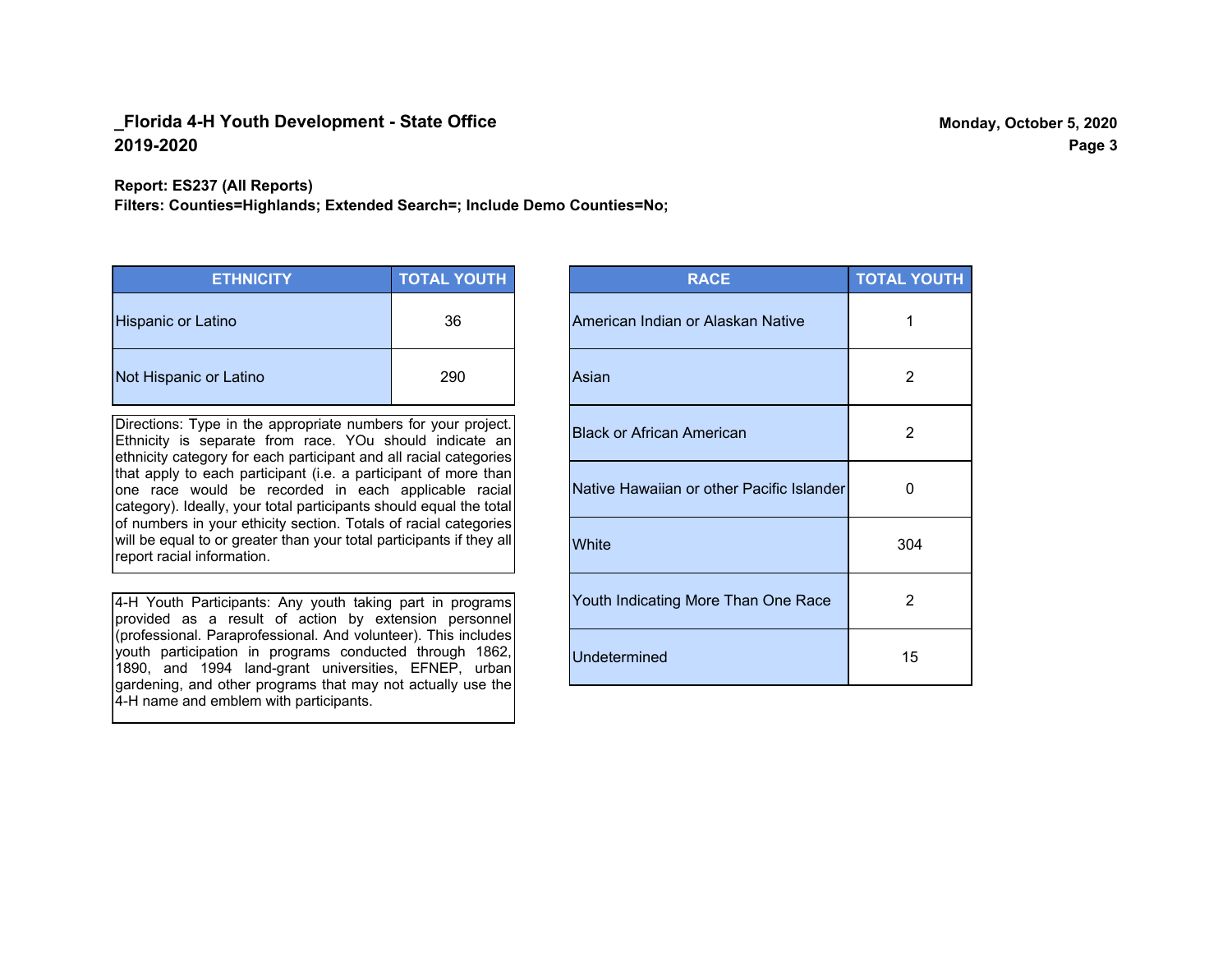**_Florida 4-H Youth Development - State Office**
**2019-2020**

**Monday, October 5, 2020**

**Report: ES237 (All Reports)**
**Filters: Counties=Highlands; Extended Search=; Include Demo Counties=No;**

| ETHNICITY | TOTAL YOUTH |
|---|---|
| Hispanic or Latino | 36 |
| Not Hispanic or Latino | 290 |

Directions: Type in the appropriate numbers for your project. Ethnicity is separate from race. YOu should indicate an ethnicity category for each participant and all racial categories that apply to each participant (i.e. a participant of more than one race would be recorded in each applicable racial category). Ideally, your total participants should equal the total of numbers in your ethicity section. Totals of racial categories will be equal to or greater than your total participants if they all report racial information.

4-H Youth Participants: Any youth taking part in programs provided as a result of action by extension personnel (professional. Paraprofessional. And volunteer). This includes youth participation in programs conducted through 1862, 1890, and 1994 land-grant universities, EFNEP, urban gardening, and other programs that may not actually use the 4-H name and emblem with participants.

| RACE | TOTAL YOUTH |
|---|---|
| American Indian or Alaskan Native | 1 |
| Asian | 2 |
| Black or African American | 2 |
| Native Hawaiian or other Pacific Islander | 0 |
| White | 304 |
| Youth Indicating More Than One Race | 2 |
| Undetermined | 15 |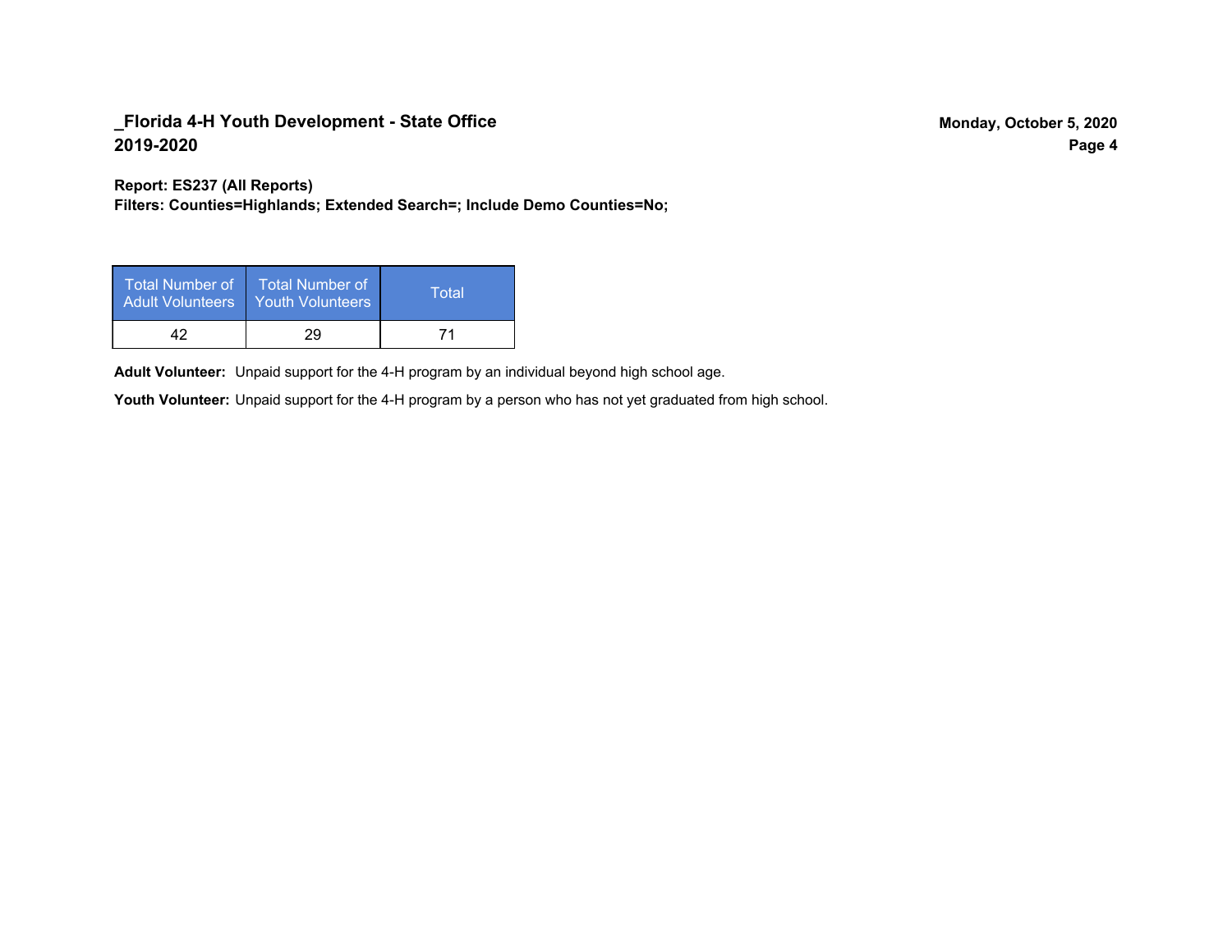**_Florida 4-H Youth Development - State Office**
**2019-2020**

**Report: ES237 (All Reports)**
**Filters: Counties=Highlands; Extended Search=; Include Demo Counties=No;**

| Total Number of Adult Volunteers | Total Number of Youth Volunteers | Total |
| --- | --- | --- |
| 42 | 29 | 71 |

**Adult Volunteer:** Unpaid support for the 4-H program by an individual beyond high school age.

**Youth Volunteer:** Unpaid support for the 4-H program by a person who has not yet graduated from high school.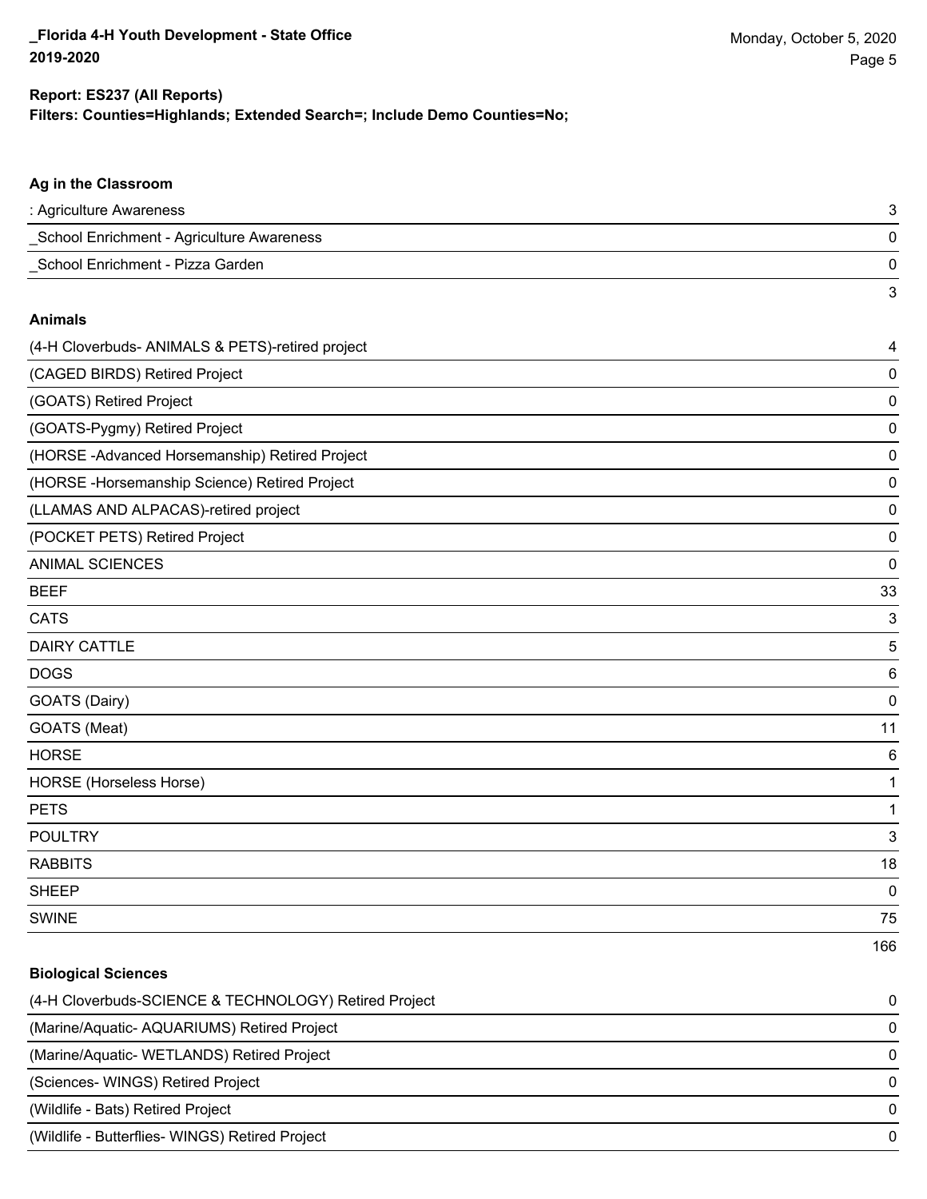**_Florida 4-H Youth Development - State Office**
**2019-2020**

Monday, October 5, 2020

**Report: ES237 (All Reports)**
**Filters: Counties=Highlands; Extended Search=; Include Demo Counties=No;**

### Ag in the Classroom

| | |
|---|---|
| : Agriculture Awareness | 3 |
| _School Enrichment - Agriculture Awareness | 0 |
| _School Enrichment - Pizza Garden | 0 |
| | 3 |

### Animals

| | |
|---|---|
| (4-H Cloverbuds- ANIMALS & PETS)-retired project | 4 |
| (CAGED BIRDS) Retired Project | 0 |
| (GOATS) Retired Project | 0 |
| (GOATS-Pygmy) Retired Project | 0 |
| (HORSE -Advanced Horsemanship) Retired Project | 0 |
| (HORSE -Horsemanship Science) Retired Project | 0 |
| (LLAMAS AND ALPACAS)-retired project | 0 |
| (POCKET PETS) Retired Project | 0 |
| ANIMAL SCIENCES | 0 |
| BEEF | 33 |
| CATS | 3 |
| DAIRY CATTLE | 5 |
| DOGS | 6 |
| GOATS (Dairy) | 0 |
| GOATS (Meat) | 11 |
| HORSE | 6 |
| HORSE (Horseless Horse) | 1 |
| PETS | 1 |
| POULTRY | 3 |
| RABBITS | 18 |
| SHEEP | 0 |
| SWINE | 75 |
| | 166 |

### Biological Sciences

| | |
|---|---|
| (4-H Cloverbuds-SCIENCE & TECHNOLOGY) Retired Project | 0 |
| (Marine/Aquatic- AQUARIUMS) Retired Project | 0 |
| (Marine/Aquatic- WETLANDS) Retired Project | 0 |
| (Sciences- WINGS) Retired Project | 0 |
| (Wildlife - Bats) Retired Project | 0 |
| (Wildlife - Butterflies- WINGS) Retired Project | 0 |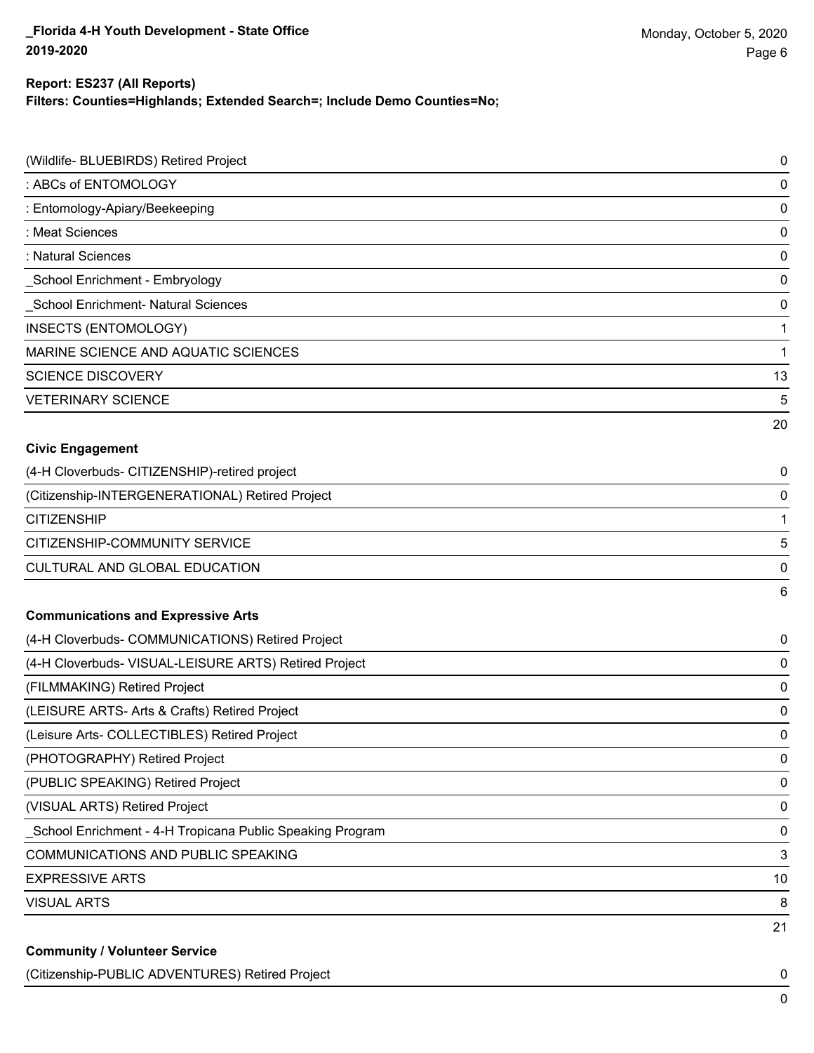**Report: ES237 (All Reports)**
**Filters: Counties=Highlands; Extended Search=; Include Demo Counties=No;**

| | |
|---|---|
| (Wildlife- BLUEBIRDS) Retired Project | 0 |
| : ABCs of ENTOMOLOGY | 0 |
| : Entomology-Apiary/Beekeeping | 0 |
| : Meat Sciences | 0 |
| : Natural Sciences | 0 |
| _School Enrichment - Embryology | 0 |
| _School Enrichment- Natural Sciences | 0 |
| INSECTS (ENTOMOLOGY) | 1 |
| MARINE SCIENCE AND AQUATIC SCIENCES | 1 |
| SCIENCE DISCOVERY | 13 |
| VETERINARY SCIENCE | 5 |
| | 20 |

**Civic Engagement**

| | |
|---|---|
| (4-H Cloverbuds- CITIZENSHIP)-retired project | 0 |
| (Citizenship-INTERGENERATIONAL) Retired Project | 0 |
| CITIZENSHIP | 1 |
| CITIZENSHIP-COMMUNITY SERVICE | 5 |
| CULTURAL AND GLOBAL EDUCATION | 0 |
| | 6 |

**Communications and Expressive Arts**

| | |
|---|---|
| (4-H Cloverbuds- COMMUNICATIONS) Retired Project | 0 |
| (4-H Cloverbuds- VISUAL-LEISURE ARTS) Retired Project | 0 |
| (FILMMAKING) Retired Project | 0 |
| (LEISURE ARTS- Arts & Crafts) Retired Project | 0 |
| (Leisure Arts- COLLECTIBLES) Retired Project | 0 |
| (PHOTOGRAPHY) Retired Project | 0 |
| (PUBLIC SPEAKING) Retired Project | 0 |
| (VISUAL ARTS) Retired Project | 0 |
| _School Enrichment - 4-H Tropicana Public Speaking Program | 0 |
| COMMUNICATIONS AND PUBLIC SPEAKING | 3 |
| EXPRESSIVE ARTS | 10 |
| VISUAL ARTS | 8 |
| | 21 |

**Community / Volunteer Service**

| | |
|---|---|
| (Citizenship-PUBLIC ADVENTURES) Retired Project | 0 |
| | 0 |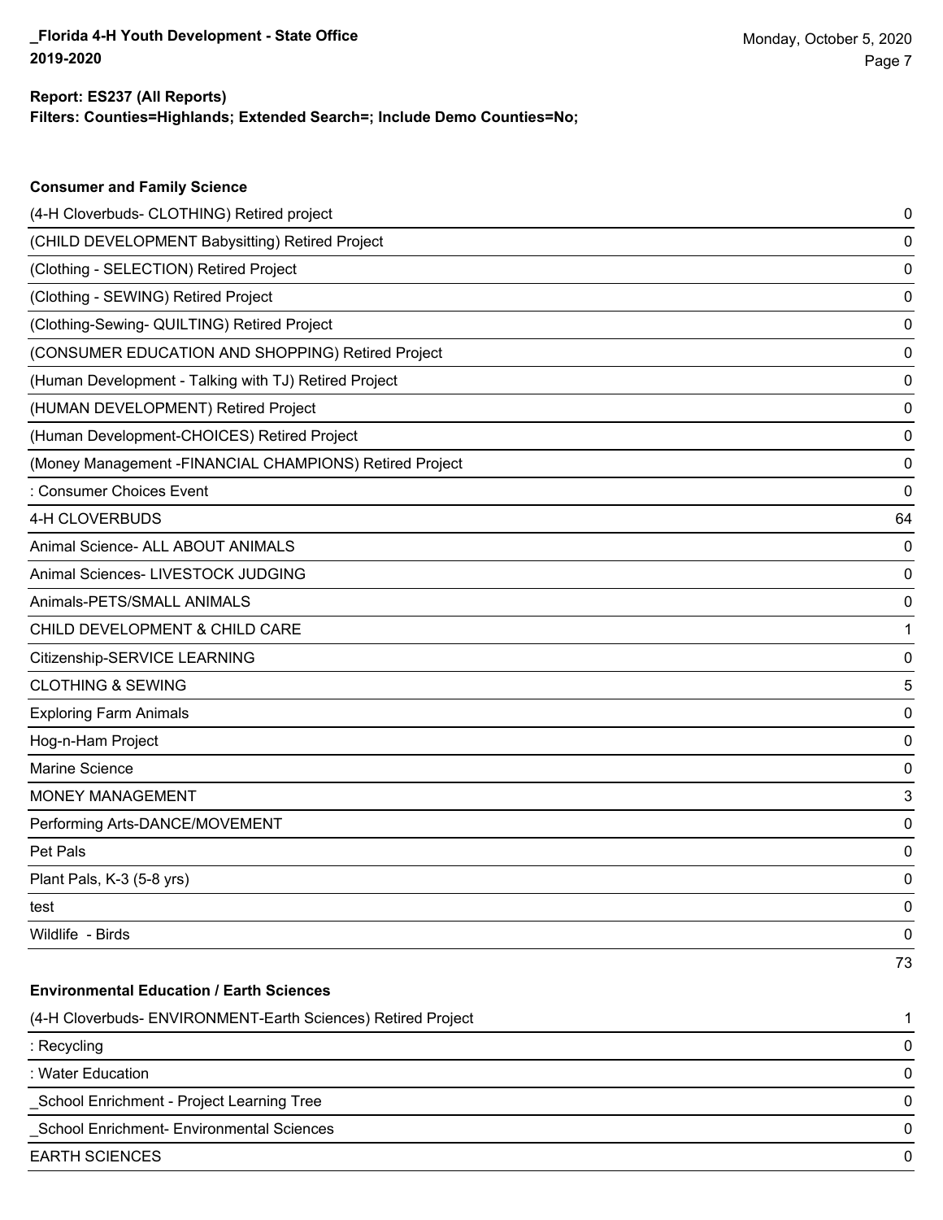**Report: ES237 (All Reports)**
**Filters: Counties=Highlands; Extended Search=; Include Demo Counties=No;**

### Consumer and Family Science

| | |
|---|---|
| (4-H Cloverbuds- CLOTHING) Retired project | 0 |
| (CHILD DEVELOPMENT Babysitting) Retired Project | 0 |
| (Clothing - SELECTION) Retired Project | 0 |
| (Clothing - SEWING) Retired Project | 0 |
| (Clothing-Sewing- QUILTING) Retired Project | 0 |
| (CONSUMER EDUCATION AND SHOPPING) Retired Project | 0 |
| (Human Development - Talking with TJ) Retired Project | 0 |
| (HUMAN DEVELOPMENT) Retired Project | 0 |
| (Human Development-CHOICES) Retired Project | 0 |
| (Money Management -FINANCIAL CHAMPIONS) Retired Project | 0 |
| : Consumer Choices Event | 0 |
| 4-H CLOVERBUDS | 64 |
| Animal Science- ALL ABOUT ANIMALS | 0 |
| Animal Sciences- LIVESTOCK JUDGING | 0 |
| Animals-PETS/SMALL ANIMALS | 0 |
| CHILD DEVELOPMENT & CHILD CARE | 1 |
| Citizenship-SERVICE LEARNING | 0 |
| CLOTHING & SEWING | 5 |
| Exploring Farm Animals | 0 |
| Hog-n-Ham Project | 0 |
| Marine Science | 0 |
| MONEY MANAGEMENT | 3 |
| Performing Arts-DANCE/MOVEMENT | 0 |
| Pet Pals | 0 |
| Plant Pals, K-3 (5-8 yrs) | 0 |
| test | 0 |
| Wildlife - Birds | 0 |
| | 73 |

### Environmental Education / Earth Sciences

| | |
|---|---|
| (4-H Cloverbuds- ENVIRONMENT-Earth Sciences) Retired Project | 1 |
| : Recycling | 0 |
| : Water Education | 0 |
| _School Enrichment - Project Learning Tree | 0 |
| _School Enrichment- Environmental Sciences | 0 |
| EARTH SCIENCES | 0 |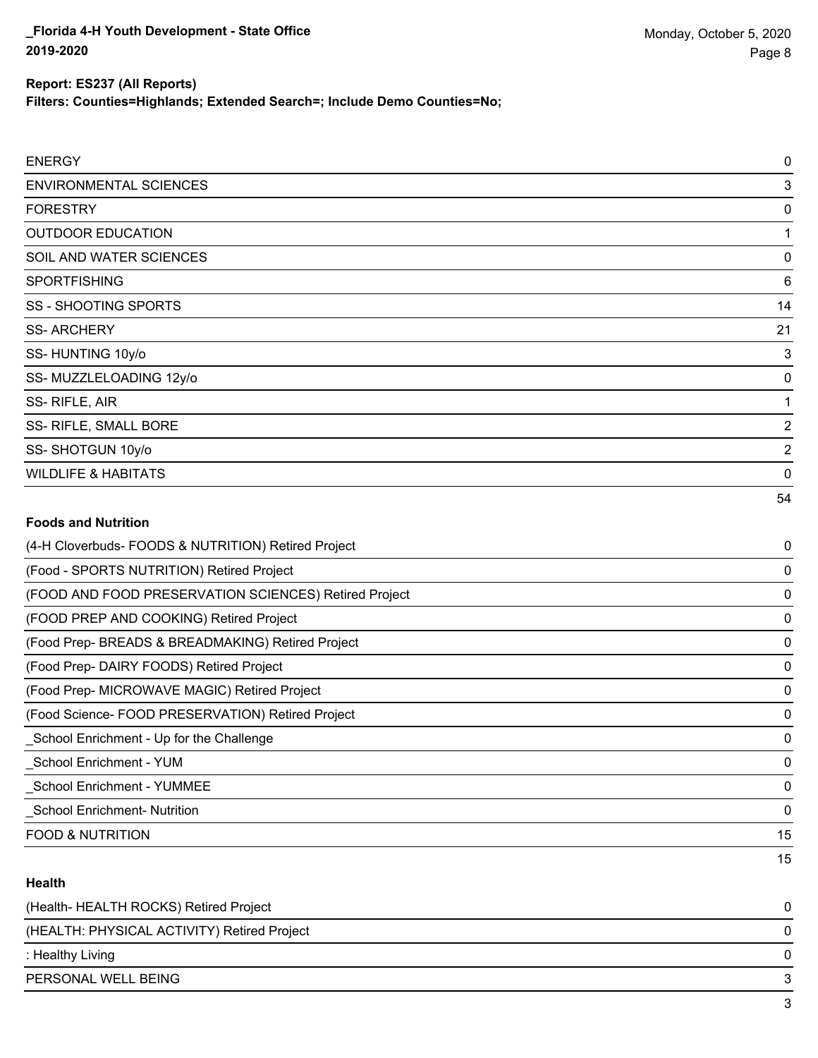**Filters: Counties=Highlands; Extended Search=; Include Demo Counties=No;**

| | |
|---|---|
| ENERGY | 0 |
| ENVIRONMENTAL SCIENCES | 3 |
| FORESTRY | 0 |
| OUTDOOR EDUCATION | 1 |
| SOIL AND WATER SCIENCES | 0 |
| SPORTFISHING | 6 |
| SS - SHOOTING SPORTS | 14 |
| SS- ARCHERY | 21 |
| SS- HUNTING 10y/o | 3 |
| SS- MUZZLELOADING 12y/o | 0 |
| SS- RIFLE, AIR | 1 |
| SS- RIFLE, SMALL BORE | 2 |
| SS- SHOTGUN 10y/o | 2 |
| WILDLIFE & HABITATS | 0 |
| | 54 |

**Foods and Nutrition**

| | |
|---|---|
| (4-H Cloverbuds- FOODS & NUTRITION) Retired Project | 0 |
| (Food - SPORTS NUTRITION) Retired Project | 0 |
| (FOOD AND FOOD PRESERVATION SCIENCES) Retired Project | 0 |
| (FOOD PREP AND COOKING) Retired Project | 0 |
| (Food Prep- BREADS & BREADMAKING) Retired Project | 0 |
| (Food Prep- DAIRY FOODS) Retired Project | 0 |
| (Food Prep- MICROWAVE MAGIC) Retired Project | 0 |
| (Food Science- FOOD PRESERVATION) Retired Project | 0 |
| _School Enrichment - Up for the Challenge | 0 |
| _School Enrichment - YUM | 0 |
| _School Enrichment - YUMMEE | 0 |
| _School Enrichment- Nutrition | 0 |
| FOOD & NUTRITION | 15 |
| | 15 |

**Health**

| | |
|---|---|
| (Health- HEALTH ROCKS) Retired Project | 0 |
| (HEALTH: PHYSICAL ACTIVITY) Retired Project | 0 |
| : Healthy Living | 0 |
| PERSONAL WELL BEING | 3 |
| | 3 |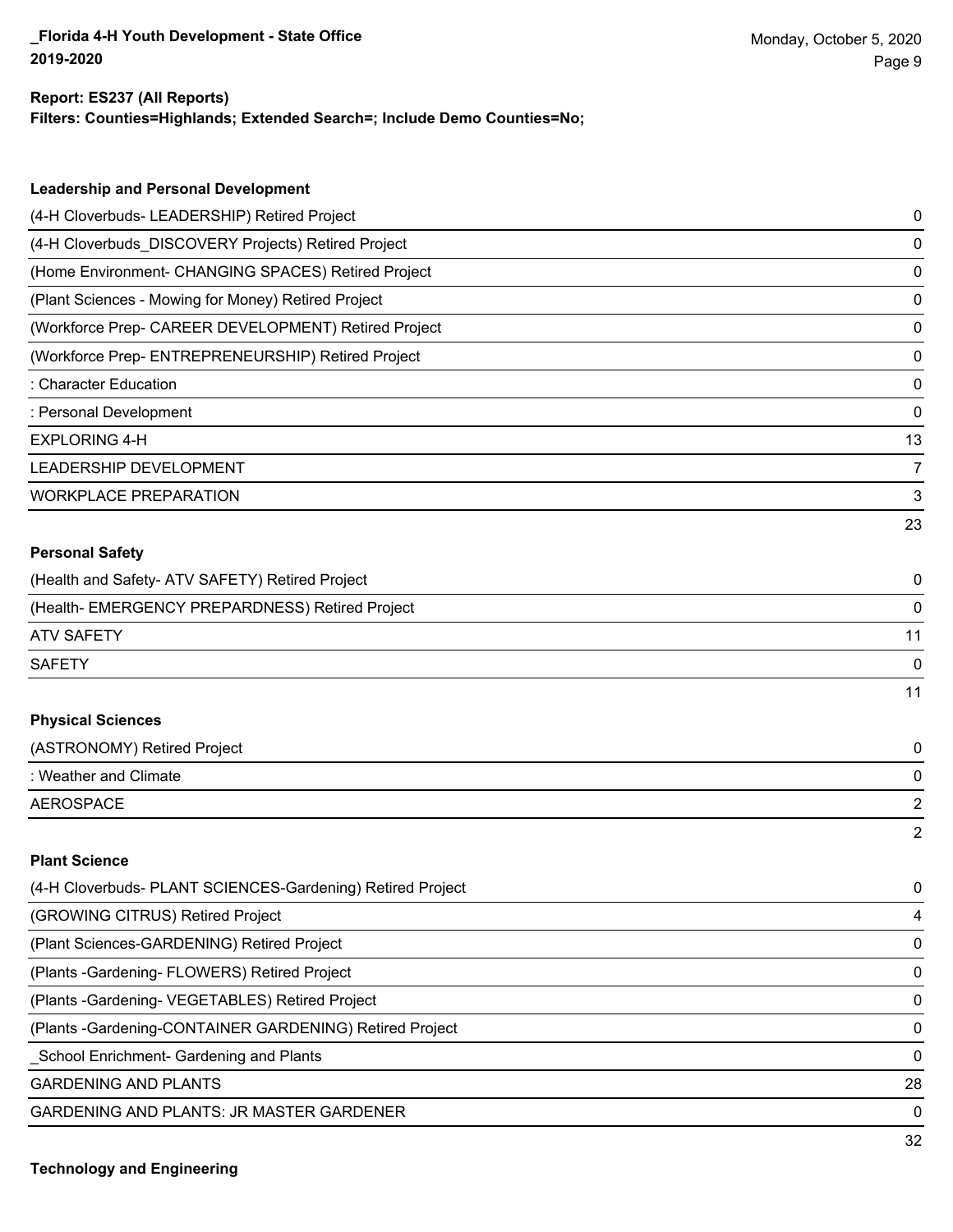**Report: ES237 (All Reports)**
**Filters: Counties=Highlands; Extended Search=; Include Demo Counties=No;**

### Leadership and Personal Development

| | |
|---|---|
| (4-H Cloverbuds- LEADERSHIP) Retired Project | 0 |
| (4-H Cloverbuds_DISCOVERY Projects) Retired Project | 0 |
| (Home Environment- CHANGING SPACES) Retired Project | 0 |
| (Plant Sciences - Mowing for Money) Retired Project | 0 |
| (Workforce Prep- CAREER DEVELOPMENT) Retired Project | 0 |
| (Workforce Prep- ENTREPRENEURSHIP) Retired Project | 0 |
| : Character Education | 0 |
| : Personal Development | 0 |
| EXPLORING 4-H | 13 |
| LEADERSHIP DEVELOPMENT | 7 |
| WORKPLACE PREPARATION | 3 |
| | 23 |

### Personal Safety

| | |
|---|---|
| (Health and Safety- ATV SAFETY) Retired Project | 0 |
| (Health- EMERGENCY PREPARDNESS) Retired Project | 0 |
| ATV SAFETY | 11 |
| SAFETY | 0 |
| | 11 |

### Physical Sciences

| | |
|---|---|
| (ASTRONOMY) Retired Project | 0 |
| : Weather and Climate | 0 |
| AEROSPACE | 2 |
| | 2 |

### Plant Science

| | |
|---|---|
| (4-H Cloverbuds- PLANT SCIENCES-Gardening) Retired Project | 0 |
| (GROWING CITRUS) Retired Project | 4 |
| (Plant Sciences-GARDENING) Retired Project | 0 |
| (Plants -Gardening- FLOWERS) Retired Project | 0 |
| (Plants -Gardening- VEGETABLES) Retired Project | 0 |
| (Plants -Gardening-CONTAINER GARDENING) Retired Project | 0 |
| _School Enrichment- Gardening and Plants | 0 |
| GARDENING AND PLANTS | 28 |
| GARDENING AND PLANTS: JR MASTER GARDENER | 0 |
| | 32 |

### Technology and Engineering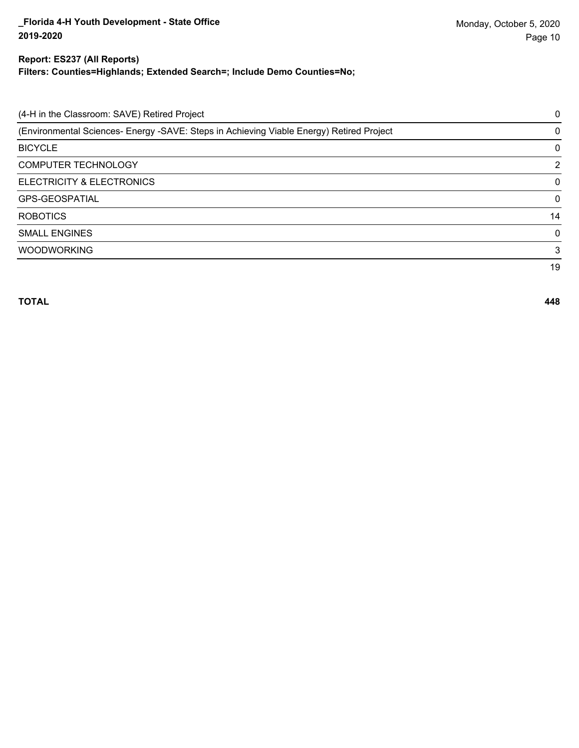**Report: ES237 (All Reports)**
**Filters: Counties=Highlands; Extended Search=; Include Demo Counties=No;**

| | |
|---|---|
| (4-H in the Classroom: SAVE) Retired Project | 0 |
| (Environmental Sciences- Energy -SAVE: Steps in Achieving Viable Energy) Retired Project | 0 |
| BICYCLE | 0 |
| COMPUTER TECHNOLOGY | 2 |
| ELECTRICITY & ELECTRONICS | 0 |
| GPS-GEOSPATIAL | 0 |
| ROBOTICS | 14 |
| SMALL ENGINES | 0 |
| WOODWORKING | 3 |
| | 19 |

| | |
|---|---|
| **TOTAL** | **448** |